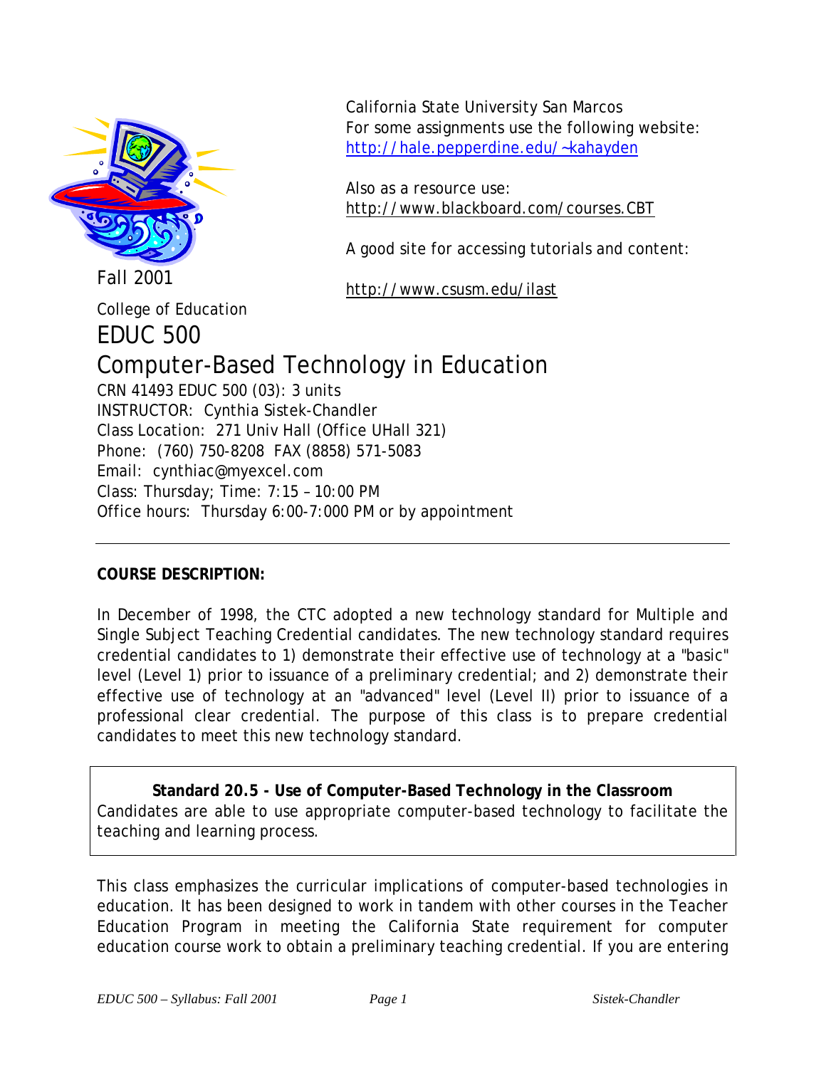California State University San Marcos
For some assignments use the following website:
http://hale.pepperdine.edu/~kahayden

Also as a resource use:
http://www.blackboard.com/courses.CBT

A good site for accessing tutorials and content:

http://www.csusm.edu/ilast

Fall 2001

College of Education

# EDUC 500

# Computer-Based Technology in Education

CRN 41493 EDUC 500 (03): 3 units
INSTRUCTOR: Cynthia Sistek-Chandler
Class Location: 271 Univ Hall (Office UHall 321)
Phone: (760) 750-8208 FAX (8858) 571-5083
Email: cynthiac@myexcel.com
Class: Thursday; Time: 7:15 – 10:00 PM
Office hours: Thursday 6:00-7:000 PM or by appointment

---

**COURSE DESCRIPTION:**

In December of 1998, the CTC adopted a new technology standard for Multiple and Single Subject Teaching Credential candidates. The new technology standard requires credential candidates to 1) demonstrate their effective use of technology at a "basic" level (Level 1) prior to issuance of a preliminary credential; and 2) demonstrate their effective use of technology at an "advanced" level (Level II) prior to issuance of a professional clear credential. The purpose of this class is to prepare credential candidates to meet this new technology standard.

**Standard 20.5 - Use of Computer-Based Technology in the Classroom**
Candidates are able to use appropriate computer-based technology to facilitate the teaching and learning process.

This class emphasizes the curricular implications of computer-based technologies in education. It has been designed to work in tandem with other courses in the Teacher Education Program in meeting the California State requirement for computer education course work to obtain a preliminary teaching credential. If you are entering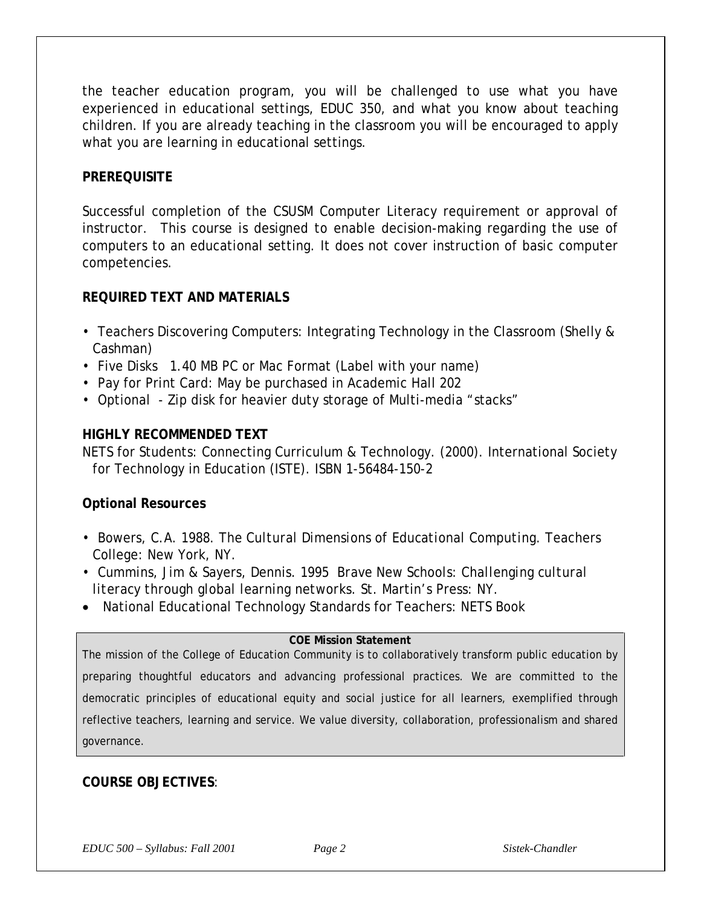the teacher education program, you will be challenged to use what you have experienced in educational settings, EDUC 350, and what you know about teaching children. If you are already teaching in the classroom you will be encouraged to apply what you are learning in educational settings.

## PREREQUISITE

Successful completion of the CSUSM Computer Literacy requirement or approval of instructor. This course is designed to enable decision-making regarding the use of computers to an educational setting. It does not cover instruction of basic computer competencies.

## REQUIRED TEXT AND MATERIALS

- Teachers Discovering Computers: Integrating Technology in the Classroom (Shelly & Cashman)
- Five Disks 1.40 MB PC or Mac Format (Label with your name)
- Pay for Print Card: May be purchased in Academic Hall 202
- Optional - Zip disk for heavier duty storage of Multi-media "stacks"

## HIGHLY RECOMMENDED TEXT

NETS for Students: Connecting Curriculum & Technology. (2000). International Society for Technology in Education (ISTE). ISBN 1-56484-150-2

## Optional Resources

- Bowers, C.A. 1988. *The Cultural Dimensions of Educational Computing*. Teachers College: New York, NY.
- Cummins, Jim & Sayers, Dennis. 1995 *Brave New Schools: Challenging cultural literacy through global learning networks*. St. Martin's Press: NY.
- National Educational Technology Standards for Teachers: NETS Book

**COE Mission Statement**

The mission of the College of Education Community is to collaboratively transform public education by preparing thoughtful educators and advancing professional practices. We are committed to the democratic principles of educational equity and social justice for all learners, exemplified through reflective teachers, learning and service. We value diversity, collaboration, professionalism and shared governance.

## COURSE OBJECTIVES: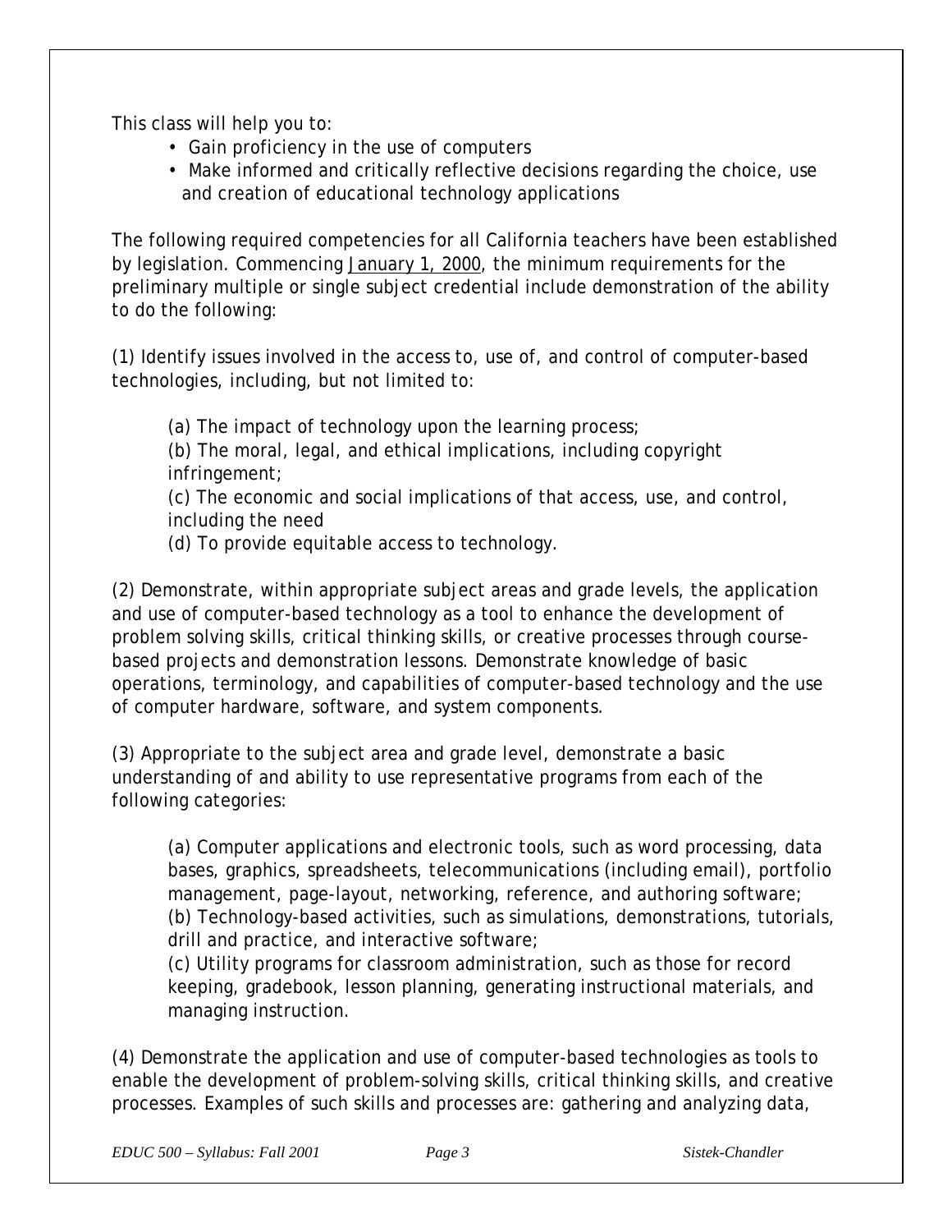This class will help you to:

- Gain proficiency in the use of computers
- Make informed and critically reflective decisions regarding the choice, use and creation of educational technology applications

The following required competencies for all California teachers have been established by legislation. Commencing January 1, 2000, the minimum requirements for the preliminary multiple or single subject credential include demonstration of the ability to do the following:

(1) Identify issues involved in the access to, use of, and control of computer-based technologies, including, but not limited to:

> (a) The impact of technology upon the learning process;
> (b) The moral, legal, and ethical implications, including copyright infringement;
> (c) The economic and social implications of that access, use, and control, including the need
> (d) To provide equitable access to technology.

(2) Demonstrate, within appropriate subject areas and grade levels, the application and use of computer-based technology as a tool to enhance the development of problem solving skills, critical thinking skills, or creative processes through course-based projects and demonstration lessons. Demonstrate knowledge of basic operations, terminology, and capabilities of computer-based technology and the use of computer hardware, software, and system components.

(3) Appropriate to the subject area and grade level, demonstrate a basic understanding of and ability to use representative programs from each of the following categories:

> (a) Computer applications and electronic tools, such as word processing, data bases, graphics, spreadsheets, telecommunications (including email), portfolio management, page-layout, networking, reference, and authoring software;
> (b) Technology-based activities, such as simulations, demonstrations, tutorials, drill and practice, and interactive software;
> (c) Utility programs for classroom administration, such as those for record keeping, gradebook, lesson planning, generating instructional materials, and managing instruction.

(4) Demonstrate the application and use of computer-based technologies as tools to enable the development of problem-solving skills, critical thinking skills, and creative processes. Examples of such skills and processes are: gathering and analyzing data,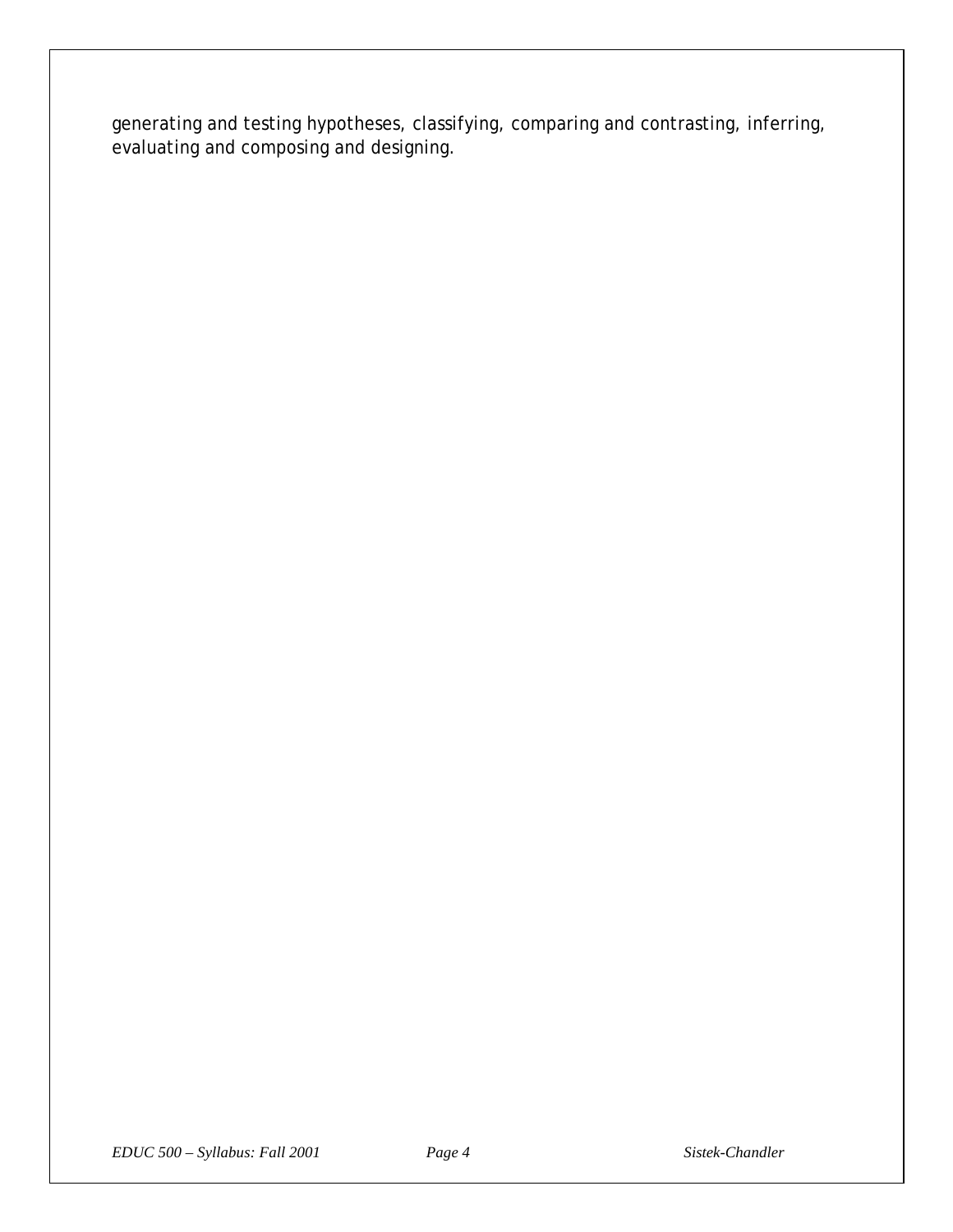generating and testing hypotheses, classifying, comparing and contrasting, inferring, evaluating and composing and designing.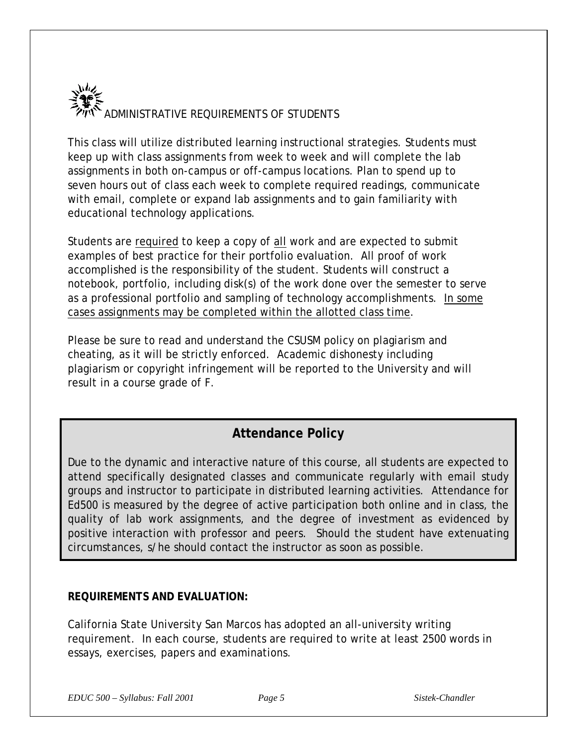## ADMINISTRATIVE REQUIREMENTS OF STUDENTS

This class will utilize distributed learning instructional strategies. Students must keep up with class assignments from week to week and will complete the lab assignments in both on-campus or off-campus locations. Plan to spend up to seven hours out of class each week to complete required readings, communicate with email, complete or expand lab assignments and to gain familiarity with educational technology applications.

Students are required to keep a copy of all work and are expected to submit examples of best practice for their portfolio evaluation. All proof of work accomplished is the responsibility of the student. Students will construct a notebook, portfolio, including disk(s) of the work done over the semester to serve as a professional portfolio and sampling of technology accomplishments. In some cases assignments may be completed within the allotted class time.

Please be sure to read and understand the CSUSM policy on plagiarism and cheating, as it will be strictly enforced. Academic dishonesty including plagiarism or copyright infringement will be reported to the University and will result in a course grade of F.

### Attendance Policy

Due to the dynamic and interactive nature of this course, all students are expected to attend specifically designated classes and communicate regularly with email study groups and instructor to participate in distributed learning activities. Attendance for Ed500 is measured by the degree of active participation both online and in class, the quality of lab work assignments, and the degree of investment as evidenced by positive interaction with professor and peers. Should the student have extenuating circumstances, s/he should contact the instructor as soon as possible.

**REQUIREMENTS AND EVALUATION:**

California State University San Marcos has adopted an all-university writing requirement. In each course, students are required to write at least 2500 words in essays, exercises, papers and examinations.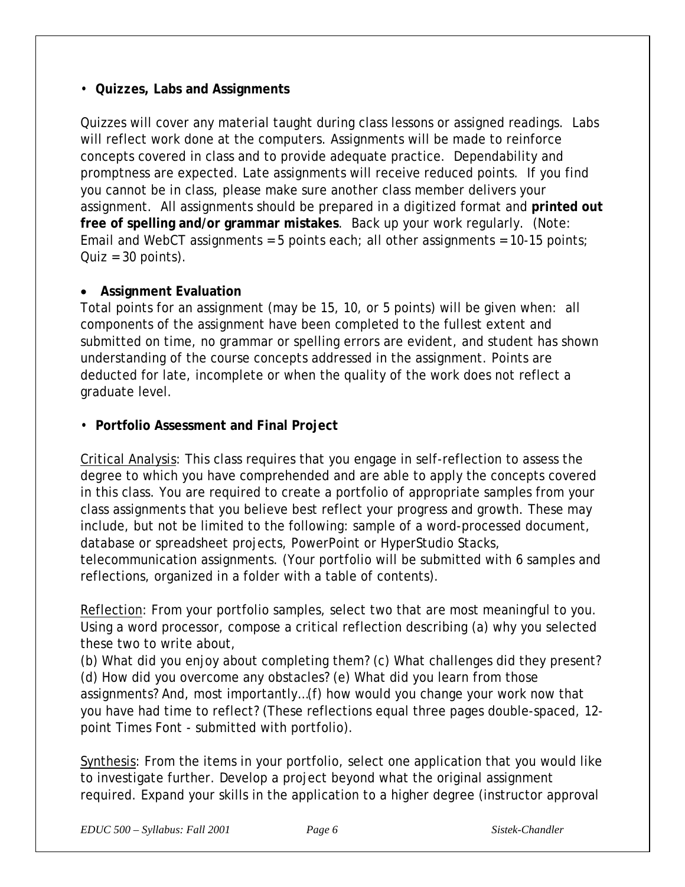- **Quizzes, Labs and Assignments**

Quizzes will cover any material taught during class lessons or assigned readings. Labs will reflect work done at the computers. Assignments will be made to reinforce concepts covered in class and to provide adequate practice. Dependability and promptness are expected. Late assignments will receive reduced points. If you find you cannot be in class, please make sure another class member delivers your assignment. All assignments should be prepared in a digitized format and **printed out free of spelling and/or grammar mistakes**. Back up your work regularly. (Note: Email and WebCT assignments = 5 points each; all other assignments = 10-15 points; Quiz = 30 points).

- **Assignment Evaluation**

Total points for an assignment (may be 15, 10, or 5 points) will be given when: all components of the assignment have been completed to the fullest extent and submitted on time, no grammar or spelling errors are evident, and student has shown understanding of the course concepts addressed in the assignment. Points are deducted for late, incomplete or when the quality of the work does not reflect a graduate level.

- **Portfolio Assessment and Final Project**

<u>Critical Analysis</u>: This class requires that you engage in self-reflection to assess the degree to which you have comprehended and are able to apply the concepts covered in this class. You are required to create a portfolio of appropriate samples from your class assignments that you believe best reflect your progress and growth. These may include, but not be limited to the following: sample of a word-processed document, database or spreadsheet projects, PowerPoint or HyperStudio Stacks, telecommunication assignments. (Your portfolio will be submitted with 6 samples and reflections, organized in a folder with a table of contents).

<u>Reflection</u>: From your portfolio samples, select two that are most meaningful to you. Using a word processor, compose a critical reflection describing (a) why you selected these two to write about,
(b) What did you enjoy about completing them? (c) What challenges did they present? (d) How did you overcome any obstacles? (e) What did you learn from those assignments? And, most importantly…(f) how would you change your work now that you have had time to reflect? (These reflections equal three pages double-spaced, 12-point Times Font - submitted with portfolio).

<u>Synthesis</u>: From the items in your portfolio, select one application that you would like to investigate further. Develop a project beyond what the original assignment required. Expand your skills in the application to a higher degree (instructor approval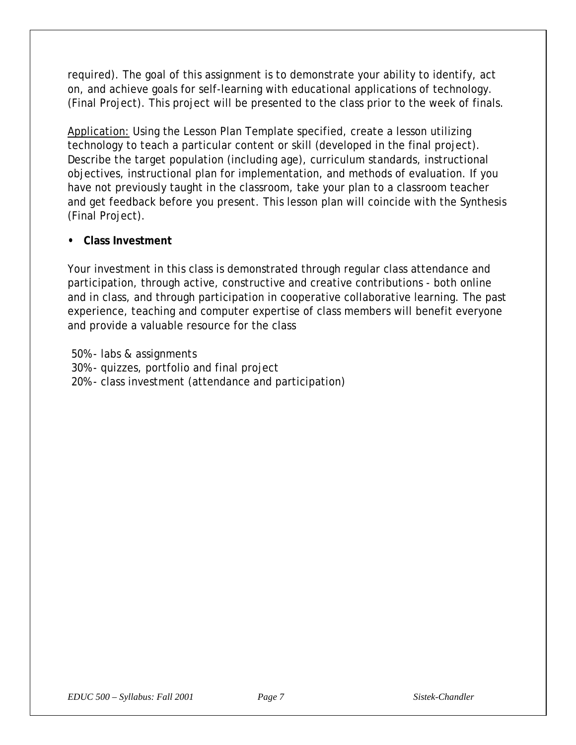required). The goal of this assignment is to demonstrate your ability to identify, act on, and achieve goals for self-learning with educational applications of technology. (Final Project). This project will be presented to the class prior to the week of finals.

Application: Using the Lesson Plan Template specified, create a lesson utilizing technology to teach a particular content or skill (developed in the final project). Describe the target population (including age), curriculum standards, instructional objectives, instructional plan for implementation, and methods of evaluation. If you have not previously taught in the classroom, take your plan to a classroom teacher and get feedback before you present. This lesson plan will coincide with the Synthesis (Final Project).

- **Class Investment**

Your investment in this class is demonstrated through regular class attendance and participation, through active, constructive and creative contributions - both online and in class, and through participation in cooperative collaborative learning. The past experience, teaching and computer expertise of class members will benefit everyone and provide a valuable resource for the class

50% - labs & assignments
30% - quizzes, portfolio and final project
20% - class investment (attendance and participation)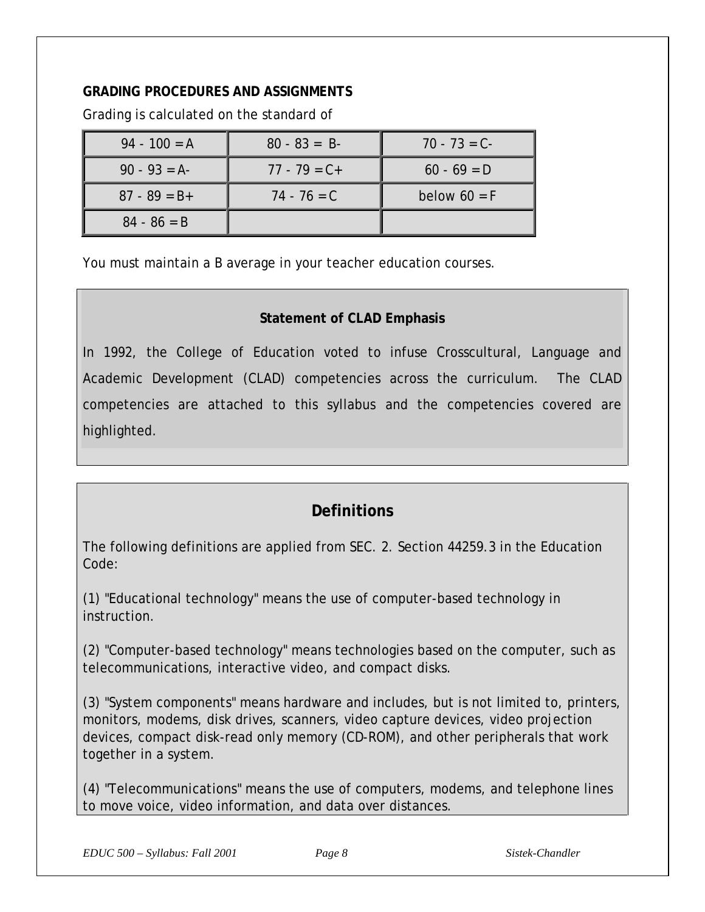**GRADING PROCEDURES AND ASSIGNMENTS**

Grading is calculated on the standard of

| | | |
|---|---|---|
| 94 - 100 = A | 80 - 83 = B- | 70 - 73 = C- |
| 90 - 93 = A- | 77 - 79 = C+ | 60 - 69 = D |
| 87 - 89 = B+ | 74 - 76 = C | below 60 = F |
| 84 - 86 = B | | |

You must maintain a B average in your teacher education courses.

**Statement of CLAD Emphasis**

In 1992, the College of Education voted to infuse Crosscultural, Language and Academic Development (CLAD) competencies across the curriculum. The CLAD competencies are attached to this syllabus and the competencies covered are highlighted.

## Definitions

The following definitions are applied from SEC. 2. Section 44259.3 in the Education Code:

(1) "Educational technology" means the use of computer-based technology in instruction.

(2) "Computer-based technology" means technologies based on the computer, such as telecommunications, interactive video, and compact disks.

(3) "System components" means hardware and includes, but is not limited to, printers, monitors, modems, disk drives, scanners, video capture devices, video projection devices, compact disk-read only memory (CD-ROM), and other peripherals that work together in a system.

(4) "Telecommunications" means the use of computers, modems, and telephone lines to move voice, video information, and data over distances.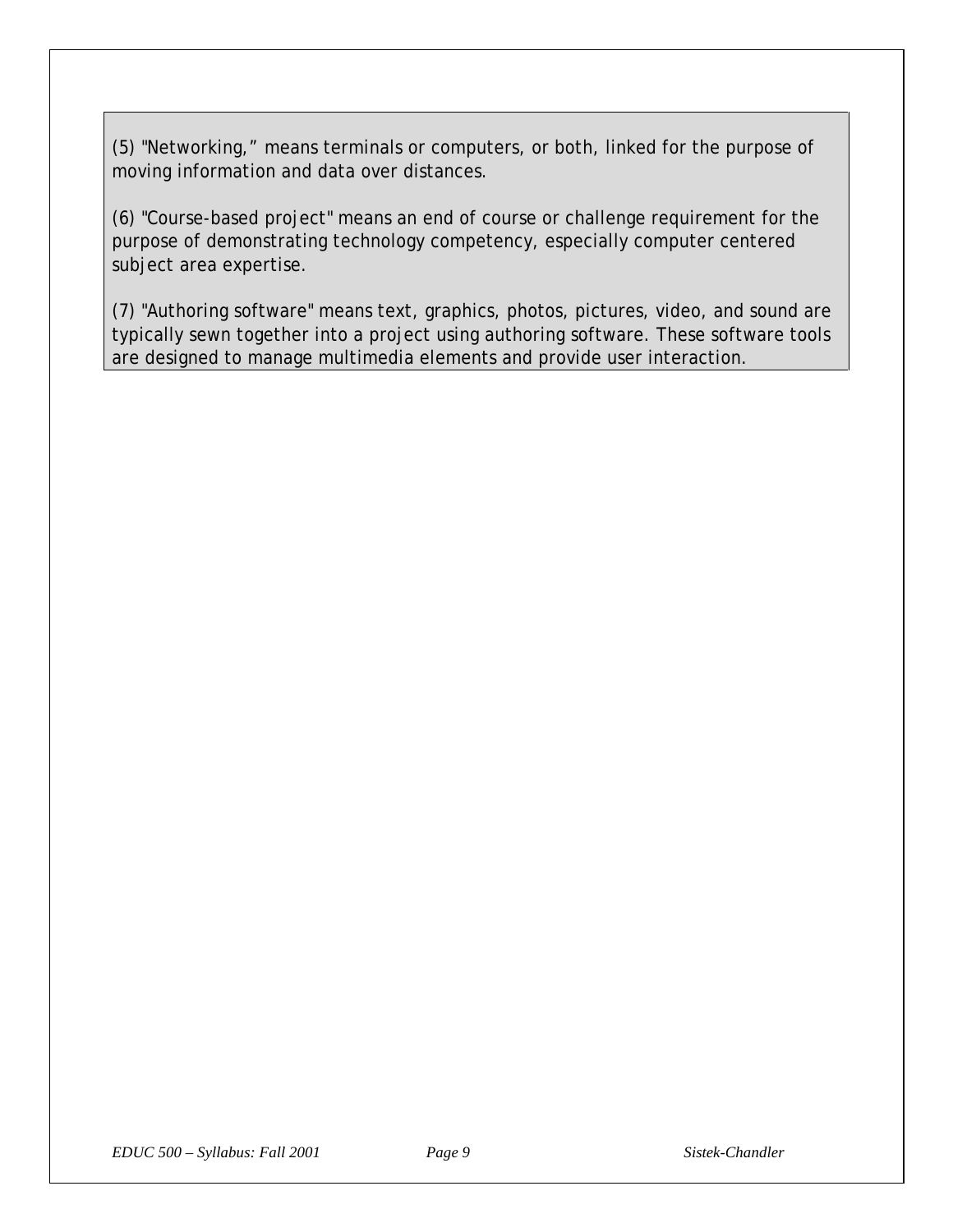(5) "Networking," means terminals or computers, or both, linked for the purpose of moving information and data over distances.

(6) "Course-based project" means an end of course or challenge requirement for the purpose of demonstrating technology competency, especially computer centered subject area expertise.

(7) "Authoring software" means text, graphics, photos, pictures, video, and sound are typically sewn together into a project using authoring software. These software tools are designed to manage multimedia elements and provide user interaction.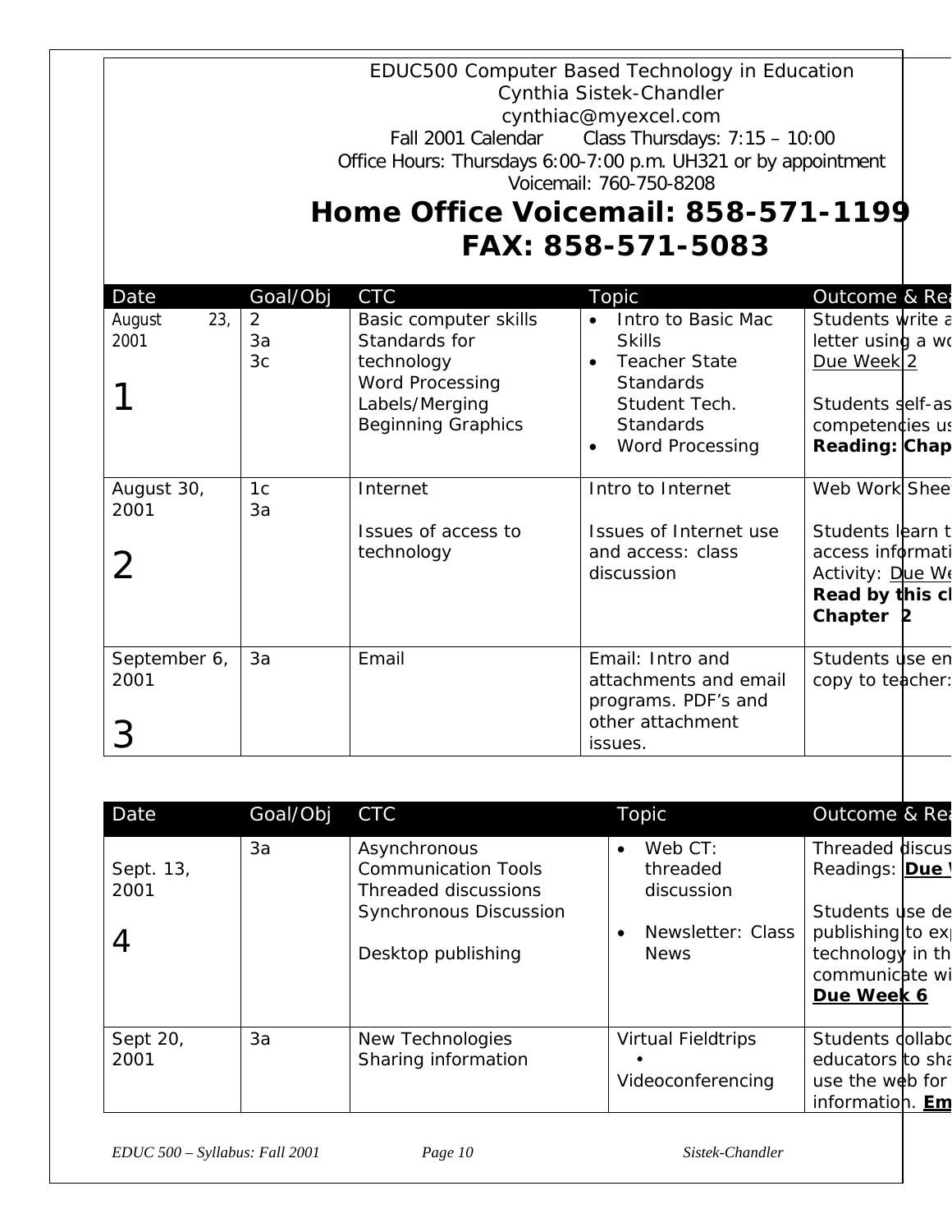EDUC500 Computer Based Technology in Education
Cynthia Sistek-Chandler
cynthiac@myexcel.com
Fall 2001 Calendar Class Thursdays: 7:15 – 10:00
Office Hours: Thursdays 6:00-7:00 p.m. UH321 or by appointment
Voicemail: 760-750-8208

# Home Office Voicemail: 858-571-1199
# FAX: 858-571-5083

| Date | Goal/Obj | CTC | Topic | Outcome & Rea |
|---|---|---|---|---|
| August 23, 2001<br>1 | 2<br>3a<br>3c | Basic computer skills<br>Standards for technology<br>Word Processing<br>Labels/Merging<br>Beginning Graphics | • Intro to Basic Mac Skills<br>• Teacher State Standards Student Tech. Standards<br>• Word Processing | Students write a letter using a wo<br>Due Week 2<br><br>Students self-as competencies us<br>**Reading: Chap** |
| August 30, 2001<br>2 | 1c<br>3a | Internet<br><br>Issues of access to technology | Intro to Internet<br><br>Issues of Internet use and access: class discussion | Web Work Shee<br><br>Students learn t access informati Activity: Due We<br>**Read by this cl Chapter 2** |
| September 6, 2001<br>3 | 3a | Email | Email: Intro and attachments and email programs. PDF's and other attachment issues. | Students use em copy to teacher: |

| Date | Goal/Obj | CTC | Topic | Outcome & Rea |
|---|---|---|---|---|
| Sept. 13, 2001<br>4 | 3a | Asynchronous Communication Tools<br>Threaded discussions<br>Synchronous Discussion<br><br>Desktop publishing | • Web CT: threaded discussion<br><br>• Newsletter: Class News | Threaded discus Readings: **Due W**<br><br>Students use de publishing to exp technology in th communicate wi<br>**Due Week 6** |
| Sept 20, 2001 | 3a | New Technologies<br>Sharing information | Virtual Fieldtrips<br>•<br>Videoconferencing | Students collabo educators to sha use the web for information. **Em** |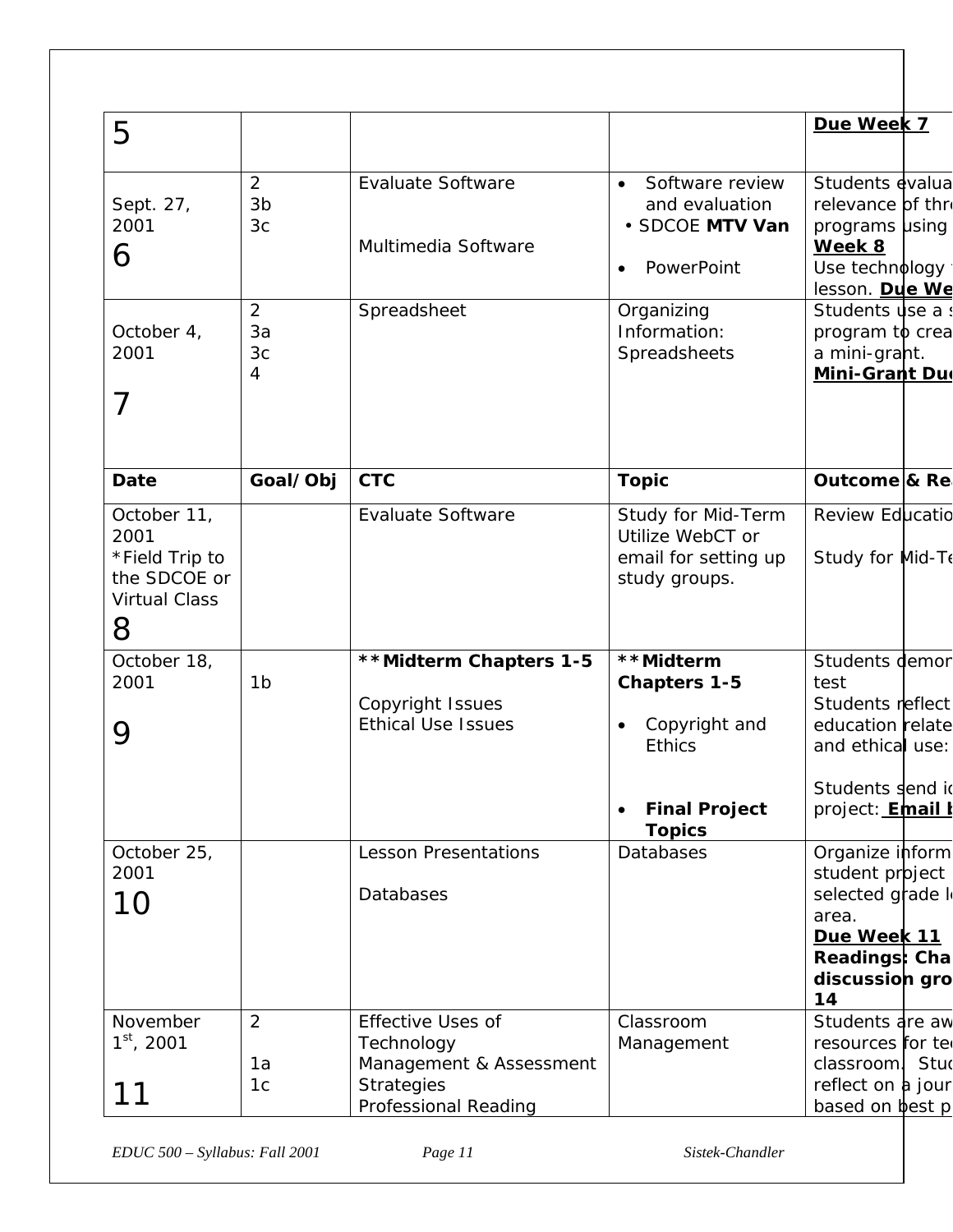| 5 | | | | **Due Week 7** |
|---|---|---|---|---|
| Sept. 27, 2001<br>6 | 2<br>3b<br>3c | Evaluate Software<br><br>Multimedia Software | • Software review and evaluation<br>• SDCOE **MTV Van**<br>• PowerPoint | Students evalua relevance of thre programs using **Week 8**<br>Use technology lesson. **Due We** |
| October 4, 2001<br>7 | 2<br>3a<br>3c<br>4 | Spreadsheet | Organizing Information: Spreadsheets | Students use a s program to crea a mini-grant.<br>**Mini-Grant Du** |
| **Date** | **Goal/Obj** | **CTC** | **Topic** | **Outcome & Re** |
| October 11, 2001<br>*Field Trip to the SDCOE or Virtual Class<br>8 | | Evaluate Software | Study for Mid-Term Utilize WebCT or email for setting up study groups. | Review Educatio<br><br>Study for Mid-Te |
| October 18, 2001<br>9 | 1b | **\*\*Midterm Chapters 1-5**<br><br>Copyright Issues<br>Ethical Use Issues | **\*\*Midterm Chapters 1-5**<br>• Copyright and Ethics<br>• **Final Project Topics** | Students demon test<br>Students reflect education relate and ethical use:<br><br>Students send id project: **Email** |
| October 25, 2001<br>10 | | Lesson Presentations<br><br>Databases | Databases | Organize inform student project selected grade le area.<br>**Due Week 11**<br>**Readings: Cha discussion gro 14** |
| November 1st, 2001<br>11 | 2<br><br>1a<br>1c | Effective Uses of Technology<br>Management & Assessment Strategies<br>Professional Reading | Classroom Management | Students are aw resources for tec classroom. Stud reflect on a jour based on best p |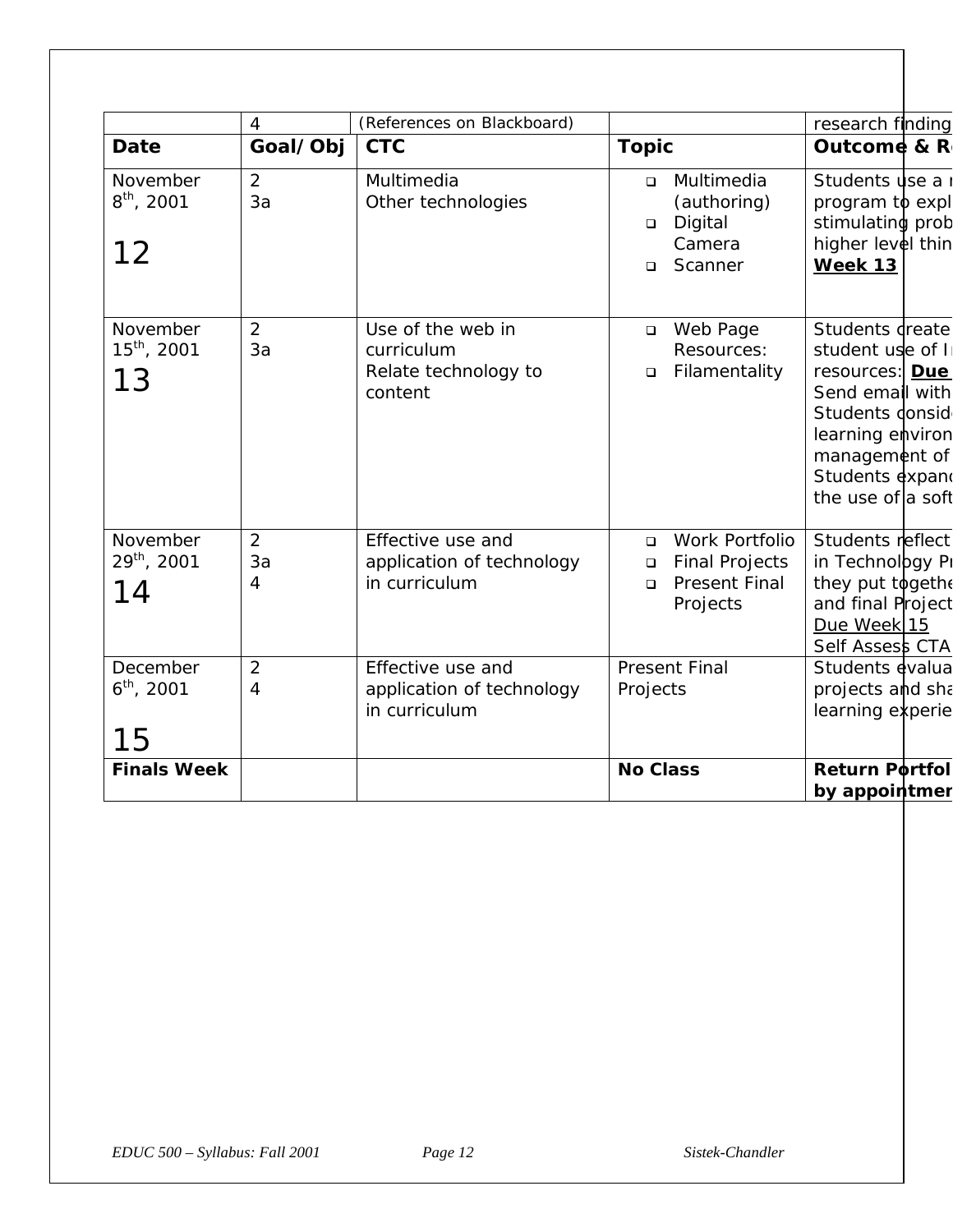| | 4 | (References on Blackboard) | | research finding |
|---|---|---|---|---|
| **Date** | **Goal/Obj** | **CTC** | **Topic** | **Outcome & R** |
| November 8th, 2001<br><br>12 | 2<br>3a | Multimedia<br>Other technologies | - Multimedia (authoring)<br>- Digital Camera<br>- Scanner | Students use a r program to expl stimulating prob higher level thin **<u>Week 13</u>** |
| November 15th, 2001<br>13 | 2<br>3a | Use of the web in curriculum<br>Relate technology to content | - Web Page Resources:<br>- Filamentality | Students create student use of I resources: **<u>Due</u>** Send email with Students conside learning environ management of Students expand the use of a soft |
| November 29th, 2001<br>14 | 2<br>3a<br>4 | Effective use and application of technology in curriculum | - Work Portfolio<br>- Final Projects<br>- Present Final Projects | Students reflect in Technology Pr they put togethe and final Project <u>Due Week 15</u> Self Assess CTA |
| December 6th, 2001<br><br>15 | 2<br>4 | Effective use and application of technology in curriculum | Present Final Projects | Students evalua projects and sha learning experie |
| **Finals Week** | | | **No Class** | **Return Portfol by appointmen** |